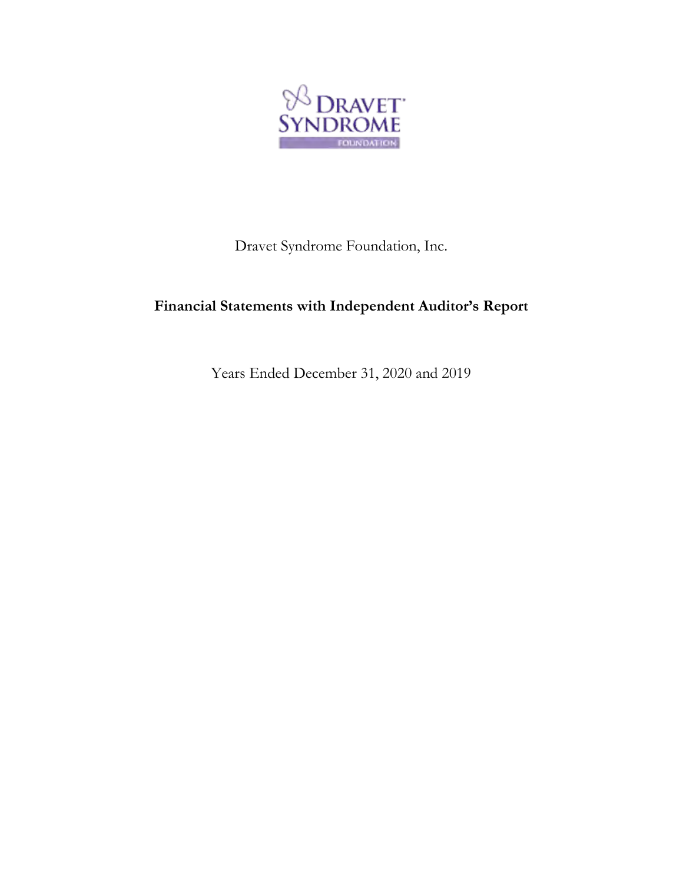DRAVET SYNDROME FOUNDATION

Dravet Syndrome Foundation, Inc.

**Financial Statements with Independent Auditor's Report**

Years Ended December 31, 2020 and 2019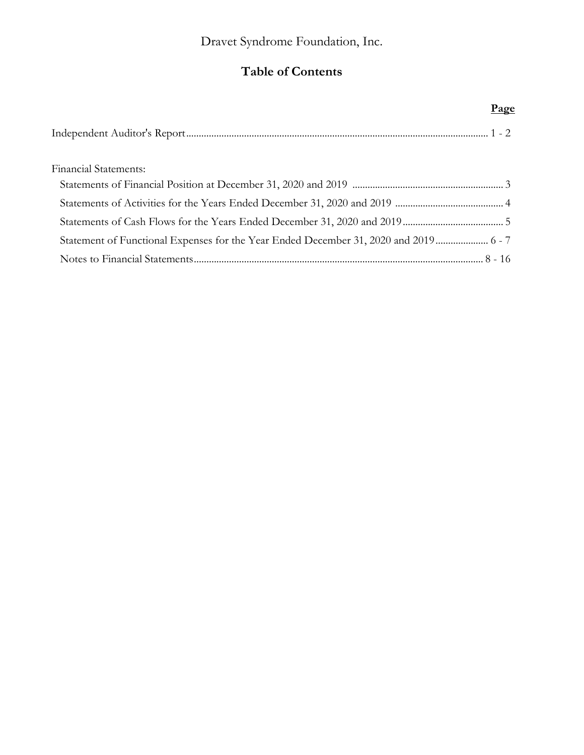# Dravet Syndrome Foundation, Inc.

## Table of Contents

| | Page |
|---|---|
| Independent Auditor's Report | 1 - 2 |
| Financial Statements: | |
| Statements of Financial Position at December 31, 2020 and 2019 | 3 |
| Statements of Activities for the Years Ended December 31, 2020 and 2019 | 4 |
| Statements of Cash Flows for the Years Ended December 31, 2020 and 2019 | 5 |
| Statement of Functional Expenses for the Year Ended December 31, 2020 and 2019 | 6 - 7 |
| Notes to Financial Statements | 8 - 16 |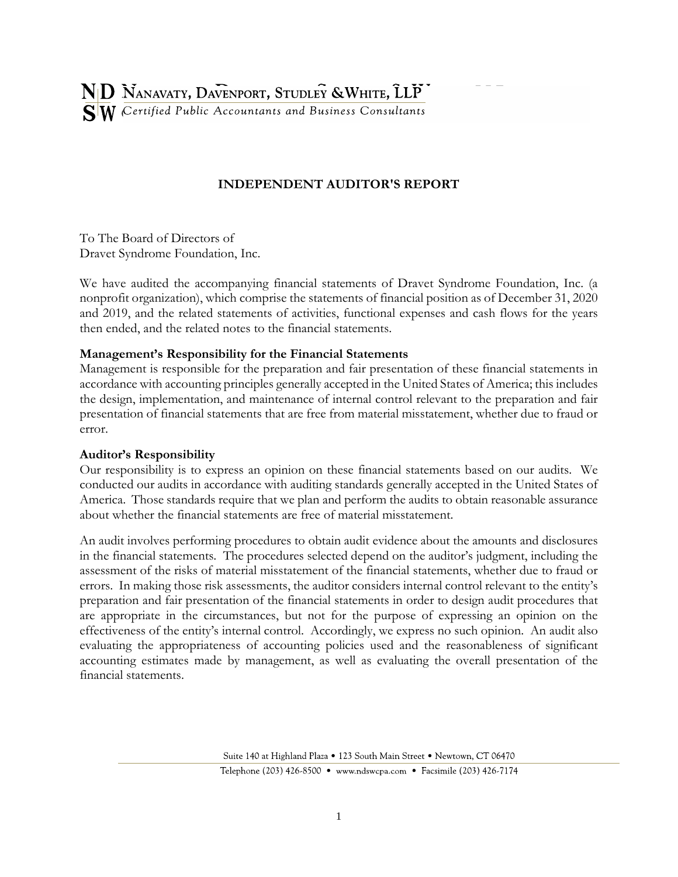NANAVATY, DAVENPORT, STUDLEY &WHITE, LLP
*Certified Public Accountants and Business Consultants*

## INDEPENDENT AUDITOR'S REPORT

To The Board of Directors of
Dravet Syndrome Foundation, Inc.

We have audited the accompanying financial statements of Dravet Syndrome Foundation, Inc. (a nonprofit organization), which comprise the statements of financial position as of December 31, 2020 and 2019, and the related statements of activities, functional expenses and cash flows for the years then ended, and the related notes to the financial statements.

**Management's Responsibility for the Financial Statements**
Management is responsible for the preparation and fair presentation of these financial statements in accordance with accounting principles generally accepted in the United States of America; this includes the design, implementation, and maintenance of internal control relevant to the preparation and fair presentation of financial statements that are free from material misstatement, whether due to fraud or error.

**Auditor's Responsibility**
Our responsibility is to express an opinion on these financial statements based on our audits. We conducted our audits in accordance with auditing standards generally accepted in the United States of America. Those standards require that we plan and perform the audits to obtain reasonable assurance about whether the financial statements are free of material misstatement.

An audit involves performing procedures to obtain audit evidence about the amounts and disclosures in the financial statements. The procedures selected depend on the auditor's judgment, including the assessment of the risks of material misstatement of the financial statements, whether due to fraud or errors. In making those risk assessments, the auditor considers internal control relevant to the entity's preparation and fair presentation of the financial statements in order to design audit procedures that are appropriate in the circumstances, but not for the purpose of expressing an opinion on the effectiveness of the entity's internal control. Accordingly, we express no such opinion. An audit also evaluating the appropriateness of accounting policies used and the reasonableness of significant accounting estimates made by management, as well as evaluating the overall presentation of the financial statements.

Suite 140 at Highland Plaza • 123 South Main Street • Newtown, CT 06470
Telephone (203) 426-8500 • www.ndswcpa.com • Facsimile (203) 426-7174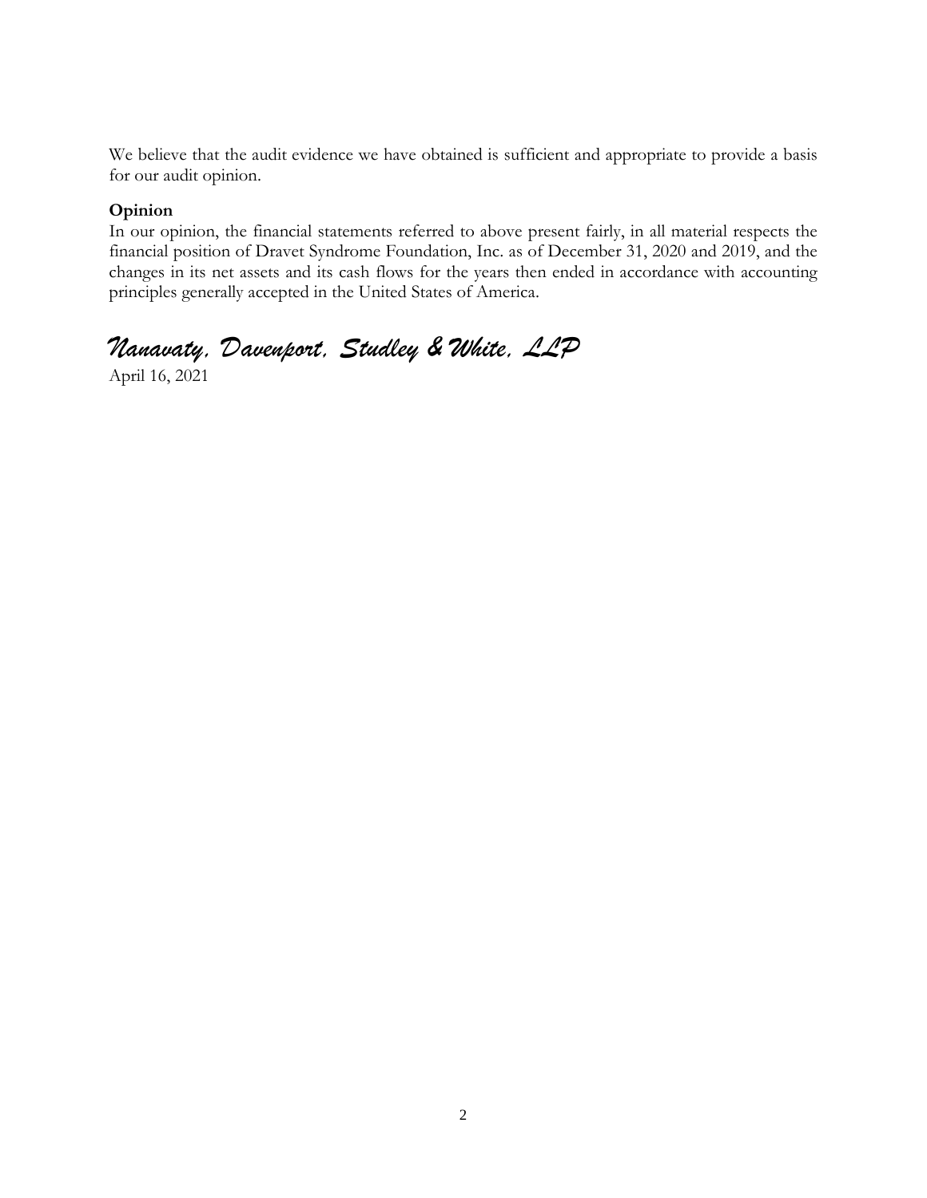We believe that the audit evidence we have obtained is sufficient and appropriate to provide a basis for our audit opinion.

**Opinion**

In our opinion, the financial statements referred to above present fairly, in all material respects the financial position of Dravet Syndrome Foundation, Inc. as of December 31, 2020 and 2019, and the changes in its net assets and its cash flows for the years then ended in accordance with accounting principles generally accepted in the United States of America.

*Nanavaty, Davenport, Studley & White, LLP*

April 16, 2021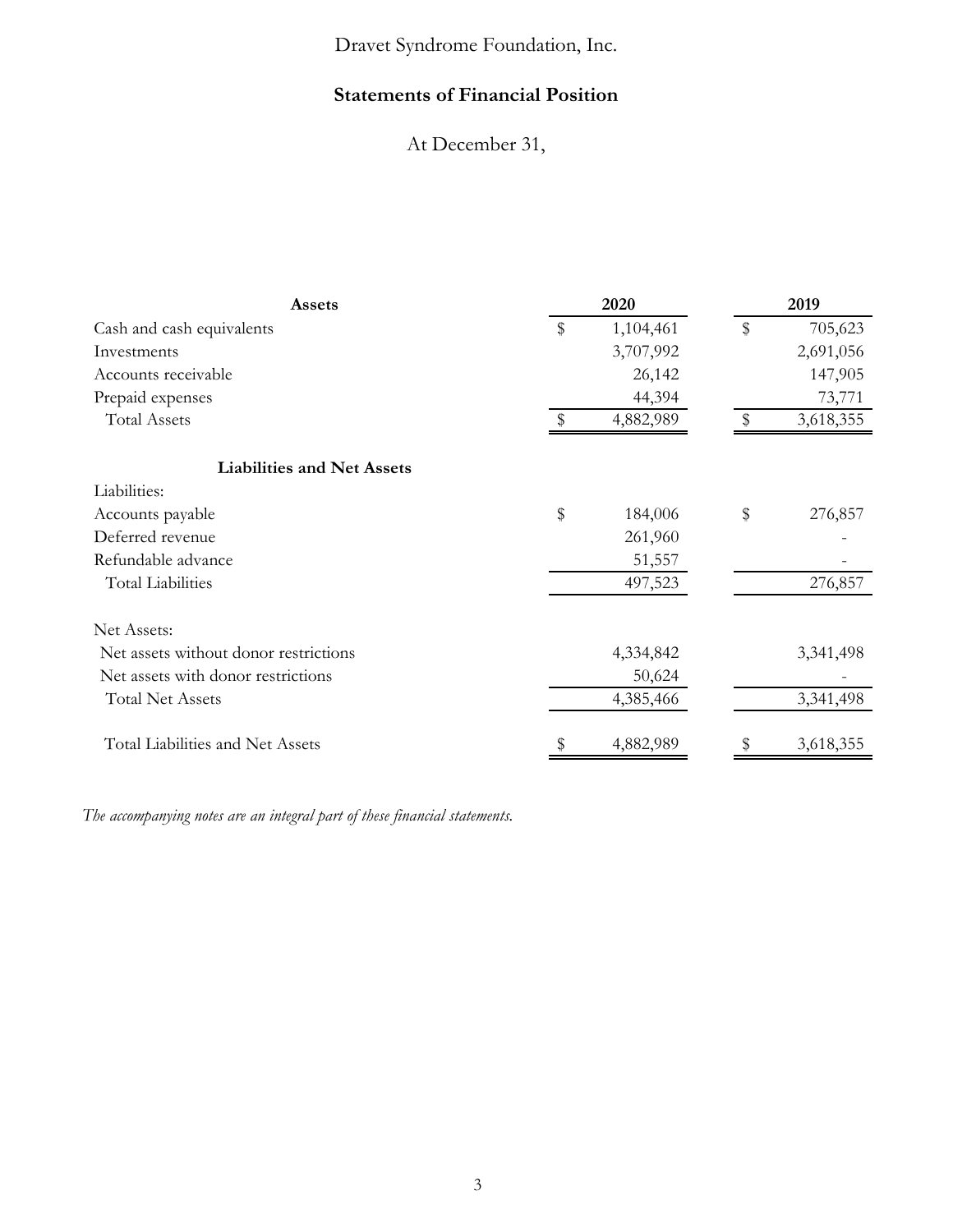Dravet Syndrome Foundation, Inc.

## Statements of Financial Position

At December 31,

| Assets | 2020 | 2019 |
|---|---|---|
| Cash and cash equivalents | $ 1,104,461 | $ 705,623 |
| Investments | 3,707,992 | 2,691,056 |
| Accounts receivable | 26,142 | 147,905 |
| Prepaid expenses | 44,394 | 73,771 |
| Total Assets | $ 4,882,989 | $ 3,618,355 |
| | | |
| **Liabilities and Net Assets** | | |
| Liabilities: | | |
| Accounts payable | $ 184,006 | $ 276,857 |
| Deferred revenue | 261,960 | - |
| Refundable advance | 51,557 | - |
| Total Liabilities | 497,523 | 276,857 |
| | | |
| Net Assets: | | |
| Net assets without donor restrictions | 4,334,842 | 3,341,498 |
| Net assets with donor restrictions | 50,624 | - |
| Total Net Assets | 4,385,466 | 3,341,498 |
| | | |
| Total Liabilities and Net Assets | $ 4,882,989 | $ 3,618,355 |

*The accompanying notes are an integral part of these financial statements.*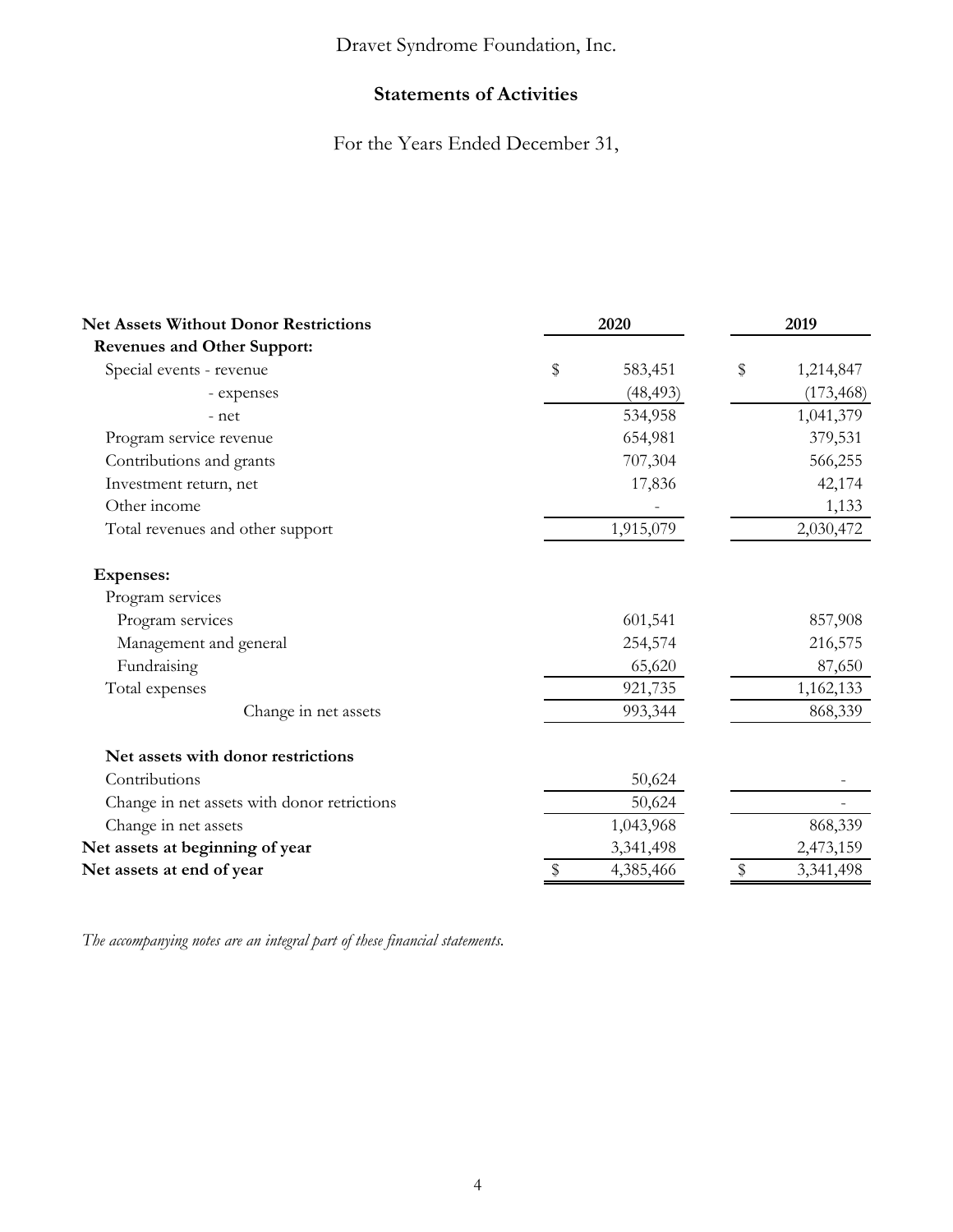Dravet Syndrome Foundation, Inc.

## Statements of Activities

For the Years Ended December 31,

| **Net Assets Without Donor Restrictions** | **2020** | **2019** |
|---|---|---|
| **Revenues and Other Support:** | | |
| Special events - revenue | $ 583,451 | $ 1,214,847 |
| - expenses | (48,493) | (173,468) |
| - net | 534,958 | 1,041,379 |
| Program service revenue | 654,981 | 379,531 |
| Contributions and grants | 707,304 | 566,255 |
| Investment return, net | 17,836 | 42,174 |
| Other income | - | 1,133 |
| Total revenues and other support | 1,915,079 | 2,030,472 |
| **Expenses:** | | |
| Program services | | |
| Program services | 601,541 | 857,908 |
| Management and general | 254,574 | 216,575 |
| Fundraising | 65,620 | 87,650 |
| Total expenses | 921,735 | 1,162,133 |
| Change in net assets | 993,344 | 868,339 |
| **Net assets with donor restrictions** | | |
| Contributions | 50,624 | - |
| Change in net assets with donor retrictions | 50,624 | - |
| Change in net assets | 1,043,968 | 868,339 |
| **Net assets at beginning of year** | 3,341,498 | 2,473,159 |
| **Net assets at end of year** | $ 4,385,466 | $ 3,341,498 |

*The accompanying notes are an integral part of these financial statements.*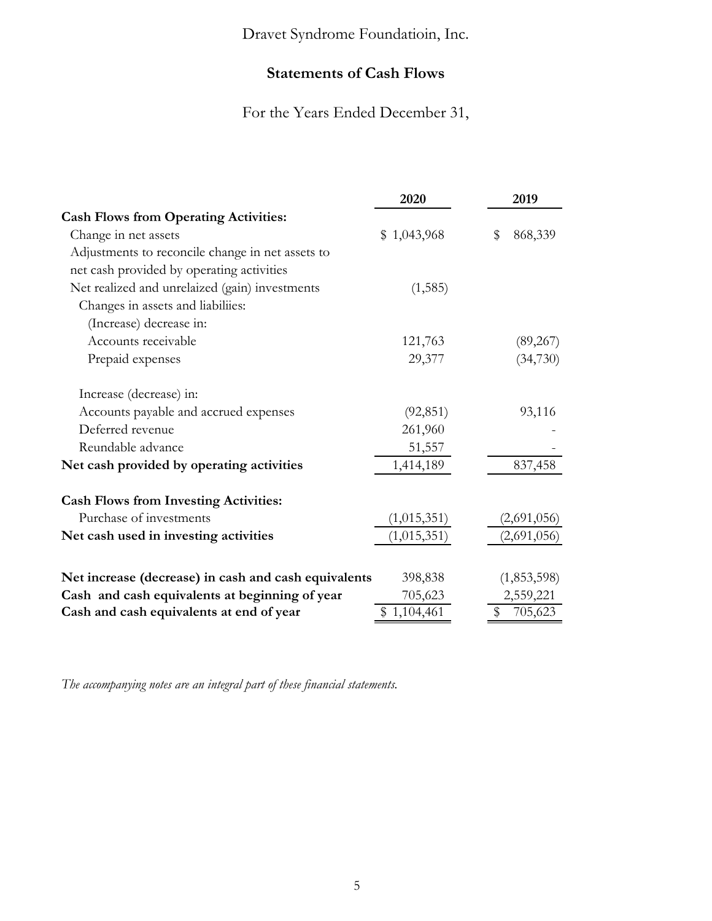Dravet Syndrome Foundatioin, Inc.

## Statements of Cash Flows

For the Years Ended December 31,

| | 2020 | 2019 |
|---|---|---|
| **Cash Flows from Operating Activities:** | | |
| Change in net assets | $ 1,043,968 | $ 868,339 |
| Adjustments to reconcile change in net assets to net cash provided by operating activities | | |
| Net realized and unrelaized (gain) investments | (1,585) | |
| Changes in assets and liabiliies: | | |
| (Increase) decrease in: | | |
| Accounts receivable | 121,763 | (89,267) |
| Prepaid expenses | 29,377 | (34,730) |
| Increase (decrease) in: | | |
| Accounts payable and accrued expenses | (92,851) | 93,116 |
| Deferred revenue | 261,960 | - |
| Reundable advance | 51,557 | - |
| **Net cash provided by operating activities** | 1,414,189 | 837,458 |
| **Cash Flows from Investing Activities:** | | |
| Purchase of investments | (1,015,351) | (2,691,056) |
| **Net cash used in investing activities** | (1,015,351) | (2,691,056) |
| **Net increase (decrease) in cash and cash equivalents** | 398,838 | (1,853,598) |
| **Cash and cash equivalents at beginning of year** | 705,623 | 2,559,221 |
| **Cash and cash equivalents at end of year** | $ 1,104,461 | $ 705,623 |

*The accompanying notes are an integral part of these financial statements.*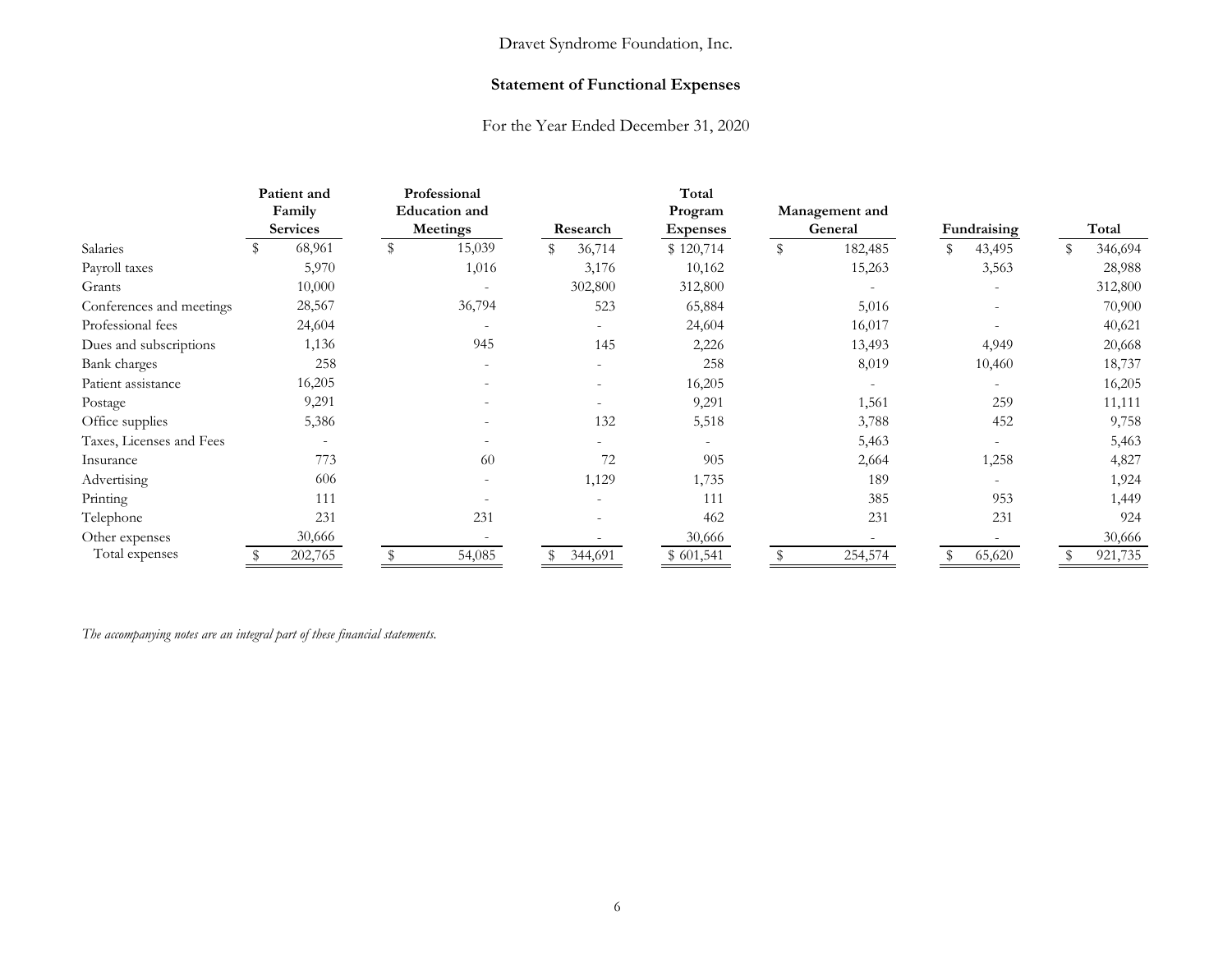Dravet Syndrome Foundation, Inc.

## Statement of Functional Expenses

For the Year Ended December 31, 2020

| | Patient and Family Services | Professional Education and Meetings | Research | Total Program Expenses | Management and General | Fundraising | Total |
|---|---|---|---|---|---|---|---|
| Salaries | $ 68,961 | $ 15,039 | $ 36,714 | $ 120,714 | $ 182,485 | $ 43,495 | $ 346,694 |
| Payroll taxes | 5,970 | 1,016 | 3,176 | 10,162 | 15,263 | 3,563 | 28,988 |
| Grants | 10,000 | - | 302,800 | 312,800 | - | - | 312,800 |
| Conferences and meetings | 28,567 | 36,794 | 523 | 65,884 | 5,016 | - | 70,900 |
| Professional fees | 24,604 | - | - | 24,604 | 16,017 | - | 40,621 |
| Dues and subscriptions | 1,136 | 945 | 145 | 2,226 | 13,493 | 4,949 | 20,668 |
| Bank charges | 258 | - | - | 258 | 8,019 | 10,460 | 18,737 |
| Patient assistance | 16,205 | - | - | 16,205 | - | - | 16,205 |
| Postage | 9,291 | - | - | 9,291 | 1,561 | 259 | 11,111 |
| Office supplies | 5,386 | - | 132 | 5,518 | 3,788 | 452 | 9,758 |
| Taxes, Licenses and Fees | - | - | - | - | 5,463 | - | 5,463 |
| Insurance | 773 | 60 | 72 | 905 | 2,664 | 1,258 | 4,827 |
| Advertising | 606 | - | 1,129 | 1,735 | 189 | - | 1,924 |
| Printing | 111 | - | - | 111 | 385 | 953 | 1,449 |
| Telephone | 231 | 231 | - | 462 | 231 | 231 | 924 |
| Other expenses | 30,666 | - | - | 30,666 | - | - | 30,666 |
| Total expenses | $ 202,765 | $ 54,085 | $ 344,691 | $ 601,541 | $ 254,574 | $ 65,620 | $ 921,735 |

*The accompanying notes are an integral part of these financial statements.*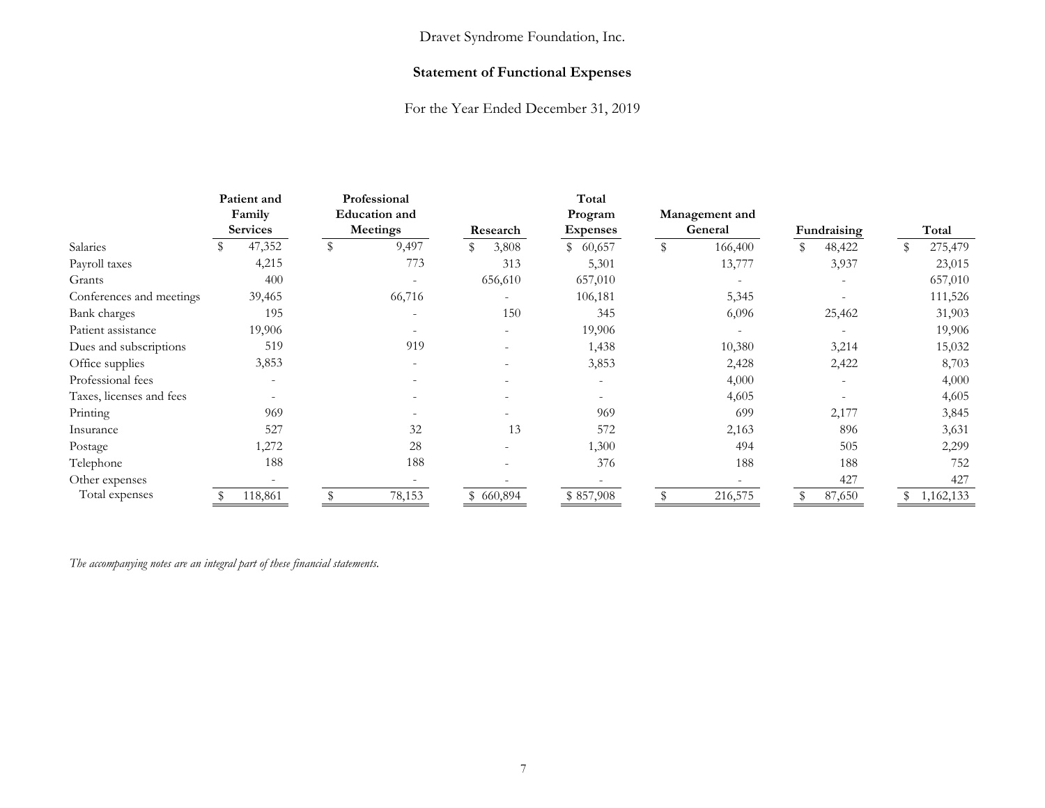Dravet Syndrome Foundation, Inc.

## Statement of Functional Expenses

For the Year Ended December 31, 2019

| | Patient and Family Services | Professional Education and Meetings | Research | Total Program Expenses | Management and General | Fundraising | Total |
|---|---|---|---|---|---|---|---|
| Salaries | $ 47,352 | $ 9,497 | $ 3,808 | $ 60,657 | $ 166,400 | $ 48,422 | $ 275,479 |
| Payroll taxes | 4,215 | 773 | 313 | 5,301 | 13,777 | 3,937 | 23,015 |
| Grants | 400 | - | 656,610 | 657,010 | - | - | 657,010 |
| Conferences and meetings | 39,465 | 66,716 | - | 106,181 | 5,345 | - | 111,526 |
| Bank charges | 195 | - | 150 | 345 | 6,096 | 25,462 | 31,903 |
| Patient assistance | 19,906 | - | - | 19,906 | - | - | 19,906 |
| Dues and subscriptions | 519 | 919 | - | 1,438 | 10,380 | 3,214 | 15,032 |
| Office supplies | 3,853 | - | - | 3,853 | 2,428 | 2,422 | 8,703 |
| Professional fees | - | - | - | - | 4,000 | - | 4,000 |
| Taxes, licenses and fees | - | - | - | - | 4,605 | - | 4,605 |
| Printing | 969 | - | - | 969 | 699 | 2,177 | 3,845 |
| Insurance | 527 | 32 | 13 | 572 | 2,163 | 896 | 3,631 |
| Postage | 1,272 | 28 | - | 1,300 | 494 | 505 | 2,299 |
| Telephone | 188 | 188 | - | 376 | 188 | 188 | 752 |
| Other expenses | - | - | - | - | - | 427 | 427 |
| Total expenses | $ 118,861 | $ 78,153 | $ 660,894 | $ 857,908 | $ 216,575 | $ 87,650 | $ 1,162,133 |

*The accompanying notes are an integral part of these financial statements.*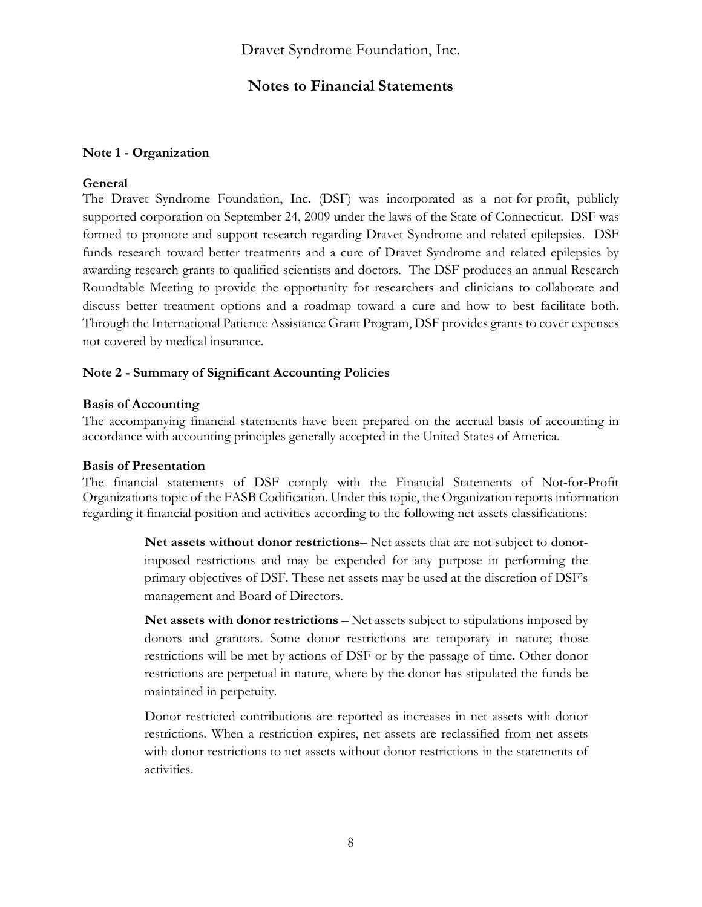# Dravet Syndrome Foundation, Inc.

## Notes to Financial Statements

**Note 1 - Organization**

**General**

The Dravet Syndrome Foundation, Inc. (DSF) was incorporated as a not-for-profit, publicly supported corporation on September 24, 2009 under the laws of the State of Connecticut. DSF was formed to promote and support research regarding Dravet Syndrome and related epilepsies. DSF funds research toward better treatments and a cure of Dravet Syndrome and related epilepsies by awarding research grants to qualified scientists and doctors. The DSF produces an annual Research Roundtable Meeting to provide the opportunity for researchers and clinicians to collaborate and discuss better treatment options and a roadmap toward a cure and how to best facilitate both. Through the International Patience Assistance Grant Program, DSF provides grants to cover expenses not covered by medical insurance.

**Note 2 - Summary of Significant Accounting Policies**

**Basis of Accounting**

The accompanying financial statements have been prepared on the accrual basis of accounting in accordance with accounting principles generally accepted in the United States of America.

**Basis of Presentation**

The financial statements of DSF comply with the Financial Statements of Not-for-Profit Organizations topic of the FASB Codification. Under this topic, the Organization reports information regarding it financial position and activities according to the following net assets classifications:

> **Net assets without donor restrictions**– Net assets that are not subject to donor-imposed restrictions and may be expended for any purpose in performing the primary objectives of DSF. These net assets may be used at the discretion of DSF's management and Board of Directors.
>
> **Net assets with donor restrictions** – Net assets subject to stipulations imposed by donors and grantors. Some donor restrictions are temporary in nature; those restrictions will be met by actions of DSF or by the passage of time. Other donor restrictions are perpetual in nature, where by the donor has stipulated the funds be maintained in perpetuity.
>
> Donor restricted contributions are reported as increases in net assets with donor restrictions. When a restriction expires, net assets are reclassified from net assets with donor restrictions to net assets without donor restrictions in the statements of activities.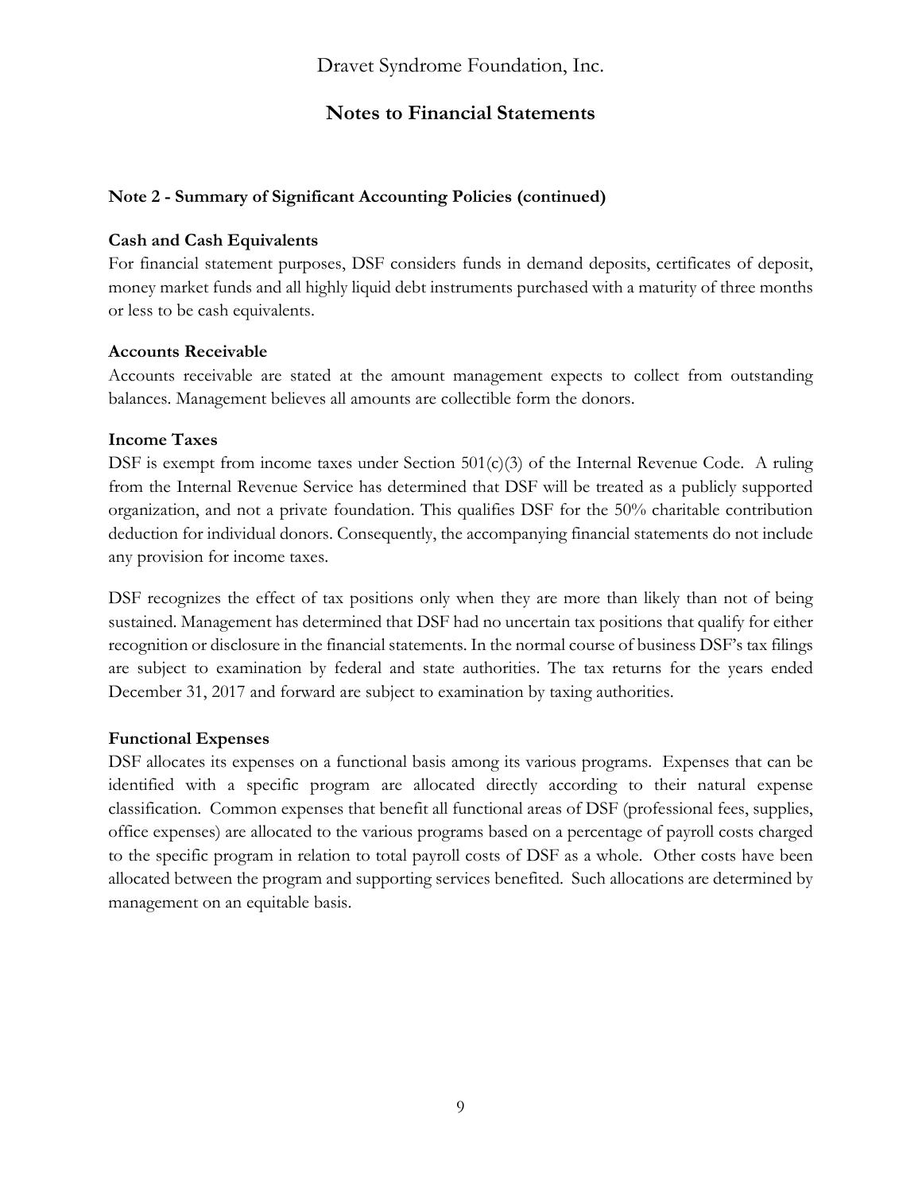# Dravet Syndrome Foundation, Inc.

## Notes to Financial Statements

**Note 2 - Summary of Significant Accounting Policies (continued)**

**Cash and Cash Equivalents**

For financial statement purposes, DSF considers funds in demand deposits, certificates of deposit, money market funds and all highly liquid debt instruments purchased with a maturity of three months or less to be cash equivalents.

**Accounts Receivable**

Accounts receivable are stated at the amount management expects to collect from outstanding balances. Management believes all amounts are collectible form the donors.

**Income Taxes**

DSF is exempt from income taxes under Section 501(c)(3) of the Internal Revenue Code. A ruling from the Internal Revenue Service has determined that DSF will be treated as a publicly supported organization, and not a private foundation. This qualifies DSF for the 50% charitable contribution deduction for individual donors. Consequently, the accompanying financial statements do not include any provision for income taxes.

DSF recognizes the effect of tax positions only when they are more than likely than not of being sustained. Management has determined that DSF had no uncertain tax positions that qualify for either recognition or disclosure in the financial statements. In the normal course of business DSF's tax filings are subject to examination by federal and state authorities. The tax returns for the years ended December 31, 2017 and forward are subject to examination by taxing authorities.

**Functional Expenses**

DSF allocates its expenses on a functional basis among its various programs. Expenses that can be identified with a specific program are allocated directly according to their natural expense classification. Common expenses that benefit all functional areas of DSF (professional fees, supplies, office expenses) are allocated to the various programs based on a percentage of payroll costs charged to the specific program in relation to total payroll costs of DSF as a whole. Other costs have been allocated between the program and supporting services benefited. Such allocations are determined by management on an equitable basis.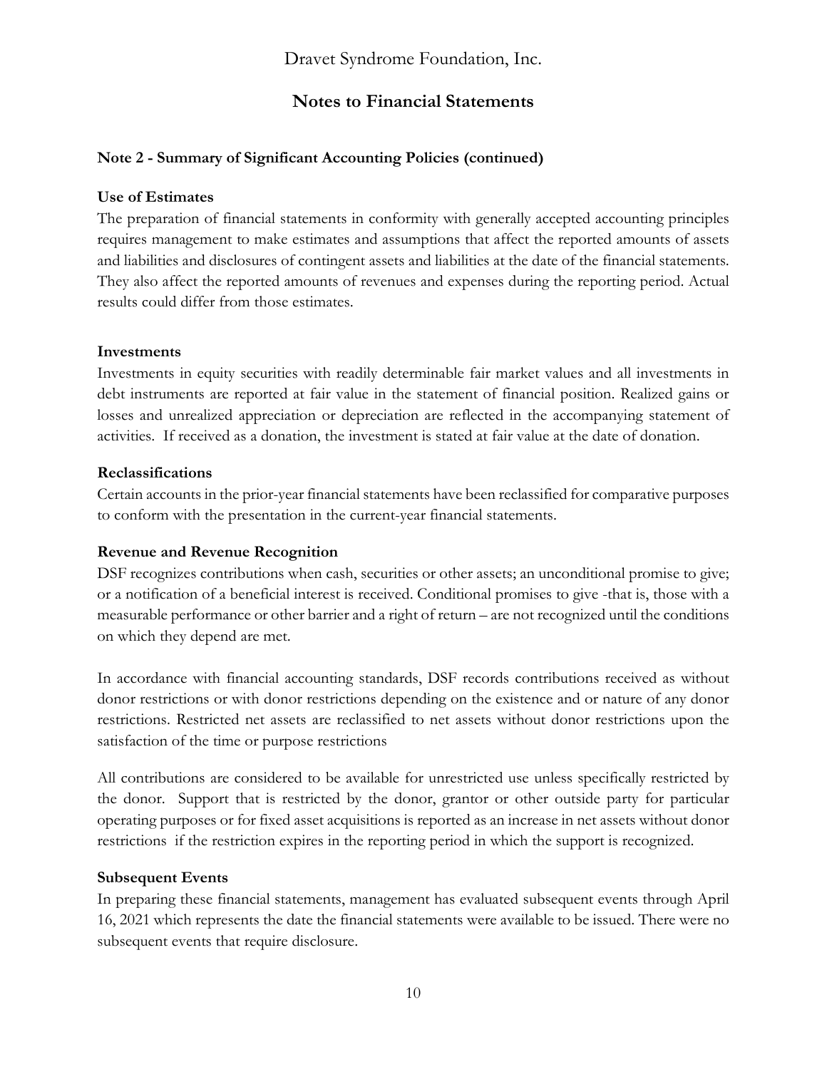# Dravet Syndrome Foundation, Inc.

## Notes to Financial Statements

### Note 2 - Summary of Significant Accounting Policies (continued)

**Use of Estimates**

The preparation of financial statements in conformity with generally accepted accounting principles requires management to make estimates and assumptions that affect the reported amounts of assets and liabilities and disclosures of contingent assets and liabilities at the date of the financial statements. They also affect the reported amounts of revenues and expenses during the reporting period. Actual results could differ from those estimates.

**Investments**

Investments in equity securities with readily determinable fair market values and all investments in debt instruments are reported at fair value in the statement of financial position. Realized gains or losses and unrealized appreciation or depreciation are reflected in the accompanying statement of activities. If received as a donation, the investment is stated at fair value at the date of donation.

**Reclassifications**

Certain accounts in the prior-year financial statements have been reclassified for comparative purposes to conform with the presentation in the current-year financial statements.

**Revenue and Revenue Recognition**

DSF recognizes contributions when cash, securities or other assets; an unconditional promise to give; or a notification of a beneficial interest is received. Conditional promises to give -that is, those with a measurable performance or other barrier and a right of return – are not recognized until the conditions on which they depend are met.

In accordance with financial accounting standards, DSF records contributions received as without donor restrictions or with donor restrictions depending on the existence and or nature of any donor restrictions. Restricted net assets are reclassified to net assets without donor restrictions upon the satisfaction of the time or purpose restrictions

All contributions are considered to be available for unrestricted use unless specifically restricted by the donor. Support that is restricted by the donor, grantor or other outside party for particular operating purposes or for fixed asset acquisitions is reported as an increase in net assets without donor restrictions if the restriction expires in the reporting period in which the support is recognized.

**Subsequent Events**

In preparing these financial statements, management has evaluated subsequent events through April 16, 2021 which represents the date the financial statements were available to be issued. There were no subsequent events that require disclosure.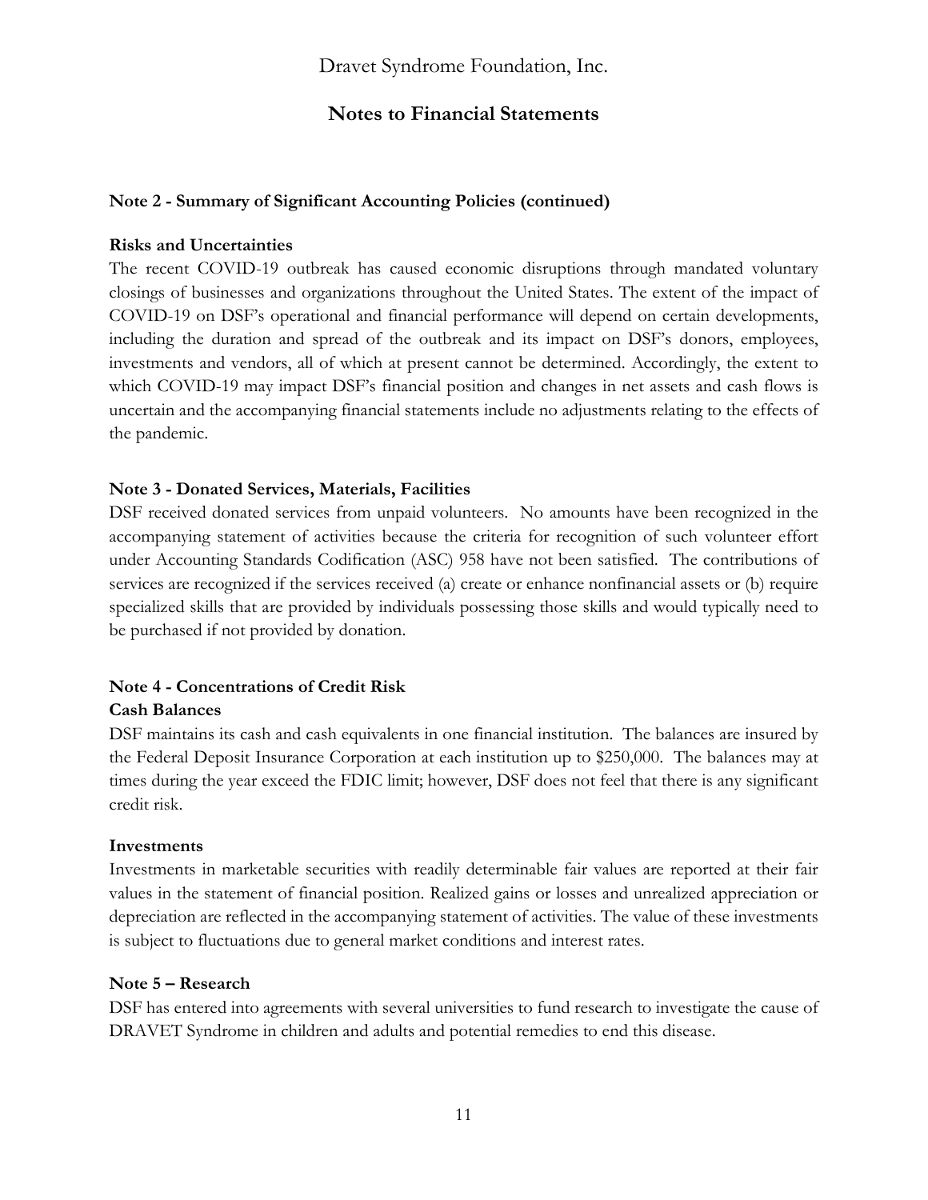**Note 2 - Summary of Significant Accounting Policies (continued)**

**Risks and Uncertainties**

The recent COVID-19 outbreak has caused economic disruptions through mandated voluntary closings of businesses and organizations throughout the United States. The extent of the impact of COVID-19 on DSF's operational and financial performance will depend on certain developments, including the duration and spread of the outbreak and its impact on DSF's donors, employees, investments and vendors, all of which at present cannot be determined. Accordingly, the extent to which COVID-19 may impact DSF's financial position and changes in net assets and cash flows is uncertain and the accompanying financial statements include no adjustments relating to the effects of the pandemic.

**Note 3 - Donated Services, Materials, Facilities**

DSF received donated services from unpaid volunteers. No amounts have been recognized in the accompanying statement of activities because the criteria for recognition of such volunteer effort under Accounting Standards Codification (ASC) 958 have not been satisfied. The contributions of services are recognized if the services received (a) create or enhance nonfinancial assets or (b) require specialized skills that are provided by individuals possessing those skills and would typically need to be purchased if not provided by donation.

**Note 4 - Concentrations of Credit Risk**

**Cash Balances**

DSF maintains its cash and cash equivalents in one financial institution. The balances are insured by the Federal Deposit Insurance Corporation at each institution up to $250,000. The balances may at times during the year exceed the FDIC limit; however, DSF does not feel that there is any significant credit risk.

**Investments**

Investments in marketable securities with readily determinable fair values are reported at their fair values in the statement of financial position. Realized gains or losses and unrealized appreciation or depreciation are reflected in the accompanying statement of activities. The value of these investments is subject to fluctuations due to general market conditions and interest rates.

**Note 5 – Research**

DSF has entered into agreements with several universities to fund research to investigate the cause of DRAVET Syndrome in children and adults and potential remedies to end this disease.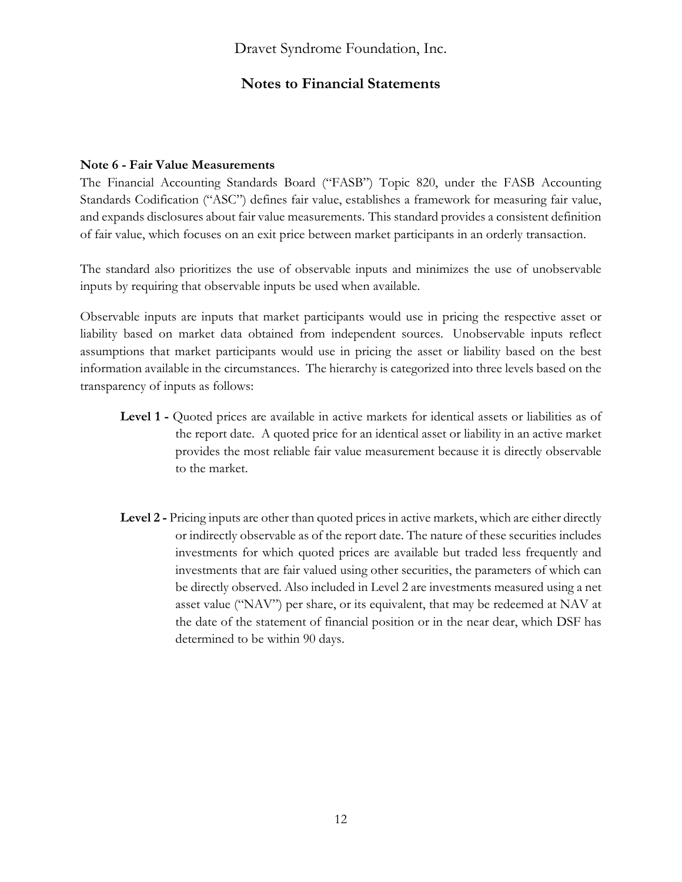Dravet Syndrome Foundation, Inc.

**Notes to Financial Statements**

**Note 6 - Fair Value Measurements**

The Financial Accounting Standards Board ("FASB") Topic 820, under the FASB Accounting Standards Codification ("ASC") defines fair value, establishes a framework for measuring fair value, and expands disclosures about fair value measurements. This standard provides a consistent definition of fair value, which focuses on an exit price between market participants in an orderly transaction.

The standard also prioritizes the use of observable inputs and minimizes the use of unobservable inputs by requiring that observable inputs be used when available.

Observable inputs are inputs that market participants would use in pricing the respective asset or liability based on market data obtained from independent sources. Unobservable inputs reflect assumptions that market participants would use in pricing the asset or liability based on the best information available in the circumstances. The hierarchy is categorized into three levels based on the transparency of inputs as follows:

**Level 1 -** Quoted prices are available in active markets for identical assets or liabilities as of the report date. A quoted price for an identical asset or liability in an active market provides the most reliable fair value measurement because it is directly observable to the market.

**Level 2 -** Pricing inputs are other than quoted prices in active markets, which are either directly or indirectly observable as of the report date. The nature of these securities includes investments for which quoted prices are available but traded less frequently and investments that are fair valued using other securities, the parameters of which can be directly observed. Also included in Level 2 are investments measured using a net asset value ("NAV") per share, or its equivalent, that may be redeemed at NAV at the date of the statement of financial position or in the near dear, which DSF has determined to be within 90 days.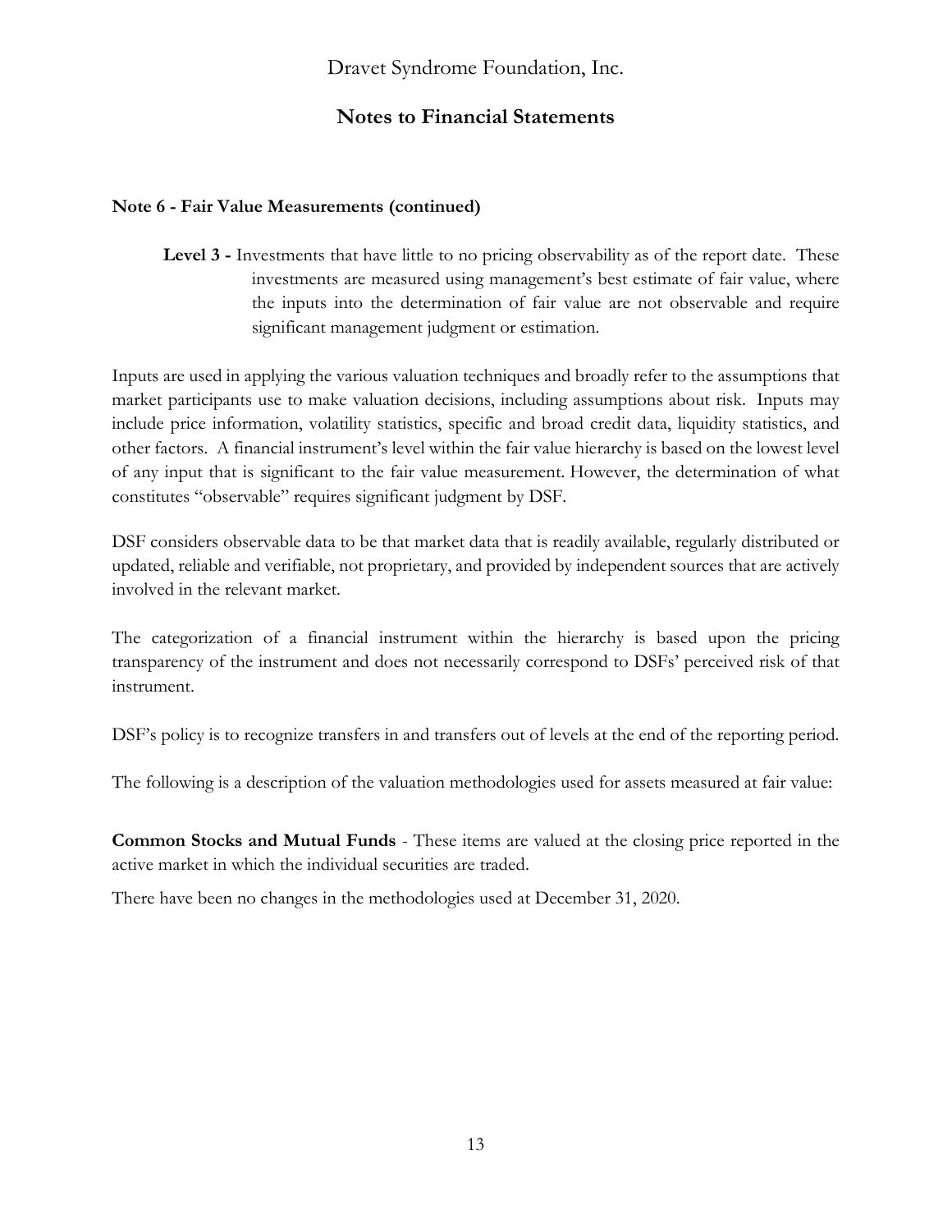## Note 6 - Fair Value Measurements (continued)

**Level 3 -** Investments that have little to no pricing observability as of the report date. These investments are measured using management's best estimate of fair value, where the inputs into the determination of fair value are not observable and require significant management judgment or estimation.

Inputs are used in applying the various valuation techniques and broadly refer to the assumptions that market participants use to make valuation decisions, including assumptions about risk. Inputs may include price information, volatility statistics, specific and broad credit data, liquidity statistics, and other factors. A financial instrument's level within the fair value hierarchy is based on the lowest level of any input that is significant to the fair value measurement. However, the determination of what constitutes "observable" requires significant judgment by DSF.

DSF considers observable data to be that market data that is readily available, regularly distributed or updated, reliable and verifiable, not proprietary, and provided by independent sources that are actively involved in the relevant market.

The categorization of a financial instrument within the hierarchy is based upon the pricing transparency of the instrument and does not necessarily correspond to DSFs' perceived risk of that instrument.

DSF's policy is to recognize transfers in and transfers out of levels at the end of the reporting period.

The following is a description of the valuation methodologies used for assets measured at fair value:

**Common Stocks and Mutual Funds** - These items are valued at the closing price reported in the active market in which the individual securities are traded.

There have been no changes in the methodologies used at December 31, 2020.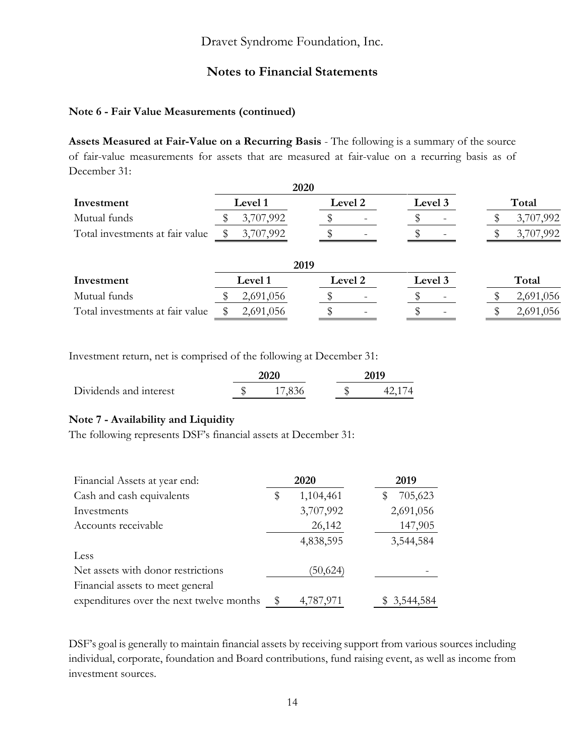## Notes to Financial Statements

**Note 6 - Fair Value Measurements (continued)**

**Assets Measured at Fair-Value on a Recurring Basis** - The following is a summary of the source of fair-value measurements for assets that are measured at fair-value on a recurring basis as of December 31:

| | 2020 | | | |
|---|---|---|---|---|
| **Investment** | **Level 1** | **Level 2** | **Level 3** | **Total** |
| Mutual funds | $ 3,707,992 | $ - | $ - | $ 3,707,992 |
| Total investments at fair value | $ 3,707,992 | $ - | $ - | $ 3,707,992 |

| | 2019 | | | |
|---|---|---|---|---|
| **Investment** | **Level 1** | **Level 2** | **Level 3** | **Total** |
| Mutual funds | $ 2,691,056 | $ - | $ - | $ 2,691,056 |
| Total investments at fair value | $ 2,691,056 | $ - | $ - | $ 2,691,056 |

Investment return, net is comprised of the following at December 31:

| | 2020 | 2019 |
|---|---|---|
| Dividends and interest | $ 17,836 | $ 42,174 |

**Note 7 - Availability and Liquidity**

The following represents DSF's financial assets at December 31:

| Financial Assets at year end: | 2020 | 2019 |
|---|---|---|
| Cash and cash equivalents | $ 1,104,461 | $ 705,623 |
| Investments | 3,707,992 | 2,691,056 |
| Accounts receivable | 26,142 | 147,905 |
| | 4,838,595 | 3,544,584 |
| Less | | |
| Net assets with donor restrictions | (50,624) | - |
| Financial assets to meet general expenditures over the next twelve months | $ 4,787,971 | $ 3,544,584 |

DSF's goal is generally to maintain financial assets by receiving support from various sources including individual, corporate, foundation and Board contributions, fund raising event, as well as income from investment sources.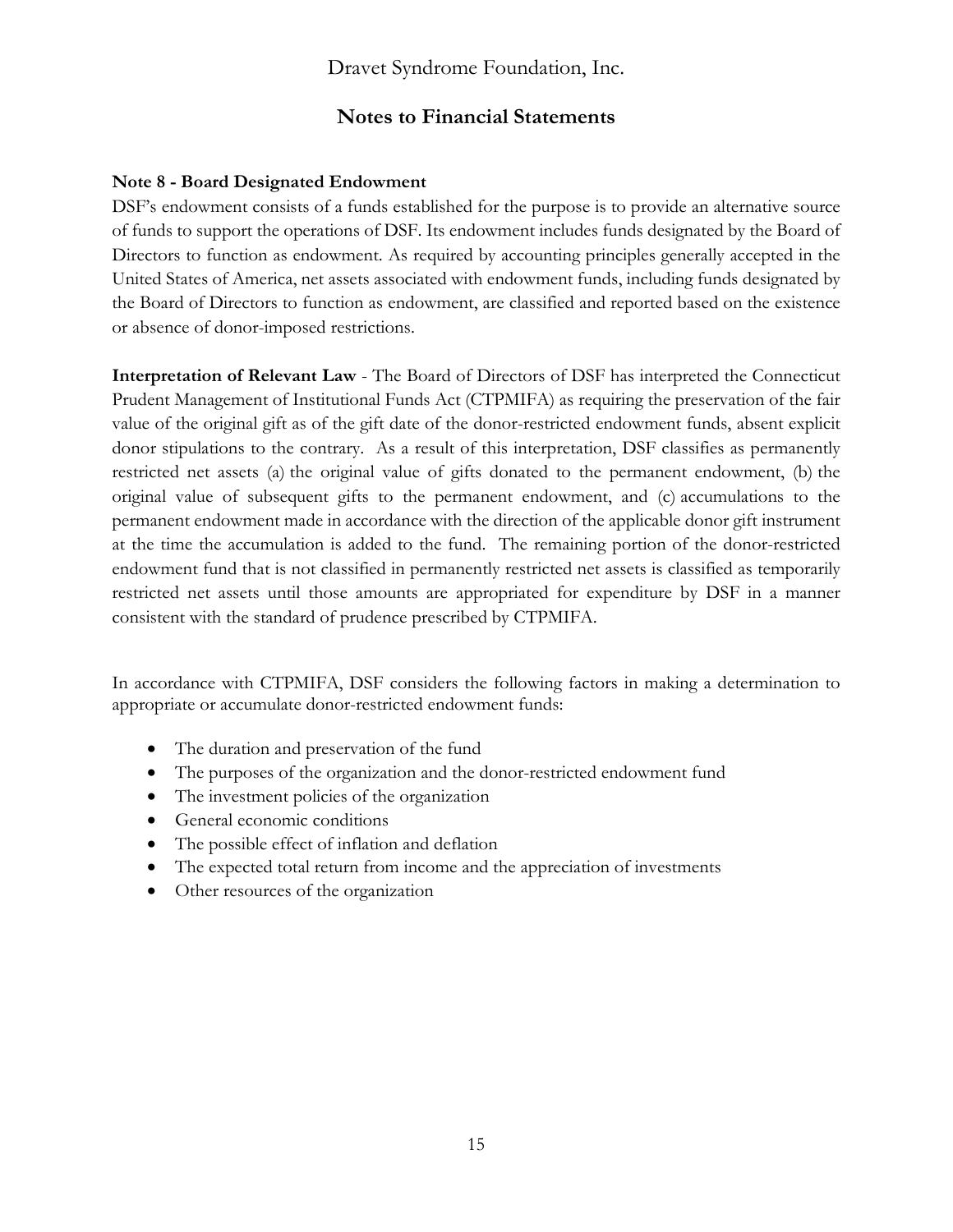Dravet Syndrome Foundation, Inc.

## Notes to Financial Statements

**Note 8 - Board Designated Endowment**

DSF's endowment consists of a funds established for the purpose is to provide an alternative source of funds to support the operations of DSF. Its endowment includes funds designated by the Board of Directors to function as endowment. As required by accounting principles generally accepted in the United States of America, net assets associated with endowment funds, including funds designated by the Board of Directors to function as endowment, are classified and reported based on the existence or absence of donor-imposed restrictions.

**Interpretation of Relevant Law** - The Board of Directors of DSF has interpreted the Connecticut Prudent Management of Institutional Funds Act (CTPMIFA) as requiring the preservation of the fair value of the original gift as of the gift date of the donor-restricted endowment funds, absent explicit donor stipulations to the contrary. As a result of this interpretation, DSF classifies as permanently restricted net assets (a) the original value of gifts donated to the permanent endowment, (b) the original value of subsequent gifts to the permanent endowment, and (c) accumulations to the permanent endowment made in accordance with the direction of the applicable donor gift instrument at the time the accumulation is added to the fund. The remaining portion of the donor-restricted endowment fund that is not classified in permanently restricted net assets is classified as temporarily restricted net assets until those amounts are appropriated for expenditure by DSF in a manner consistent with the standard of prudence prescribed by CTPMIFA.

In accordance with CTPMIFA, DSF considers the following factors in making a determination to appropriate or accumulate donor-restricted endowment funds:

- The duration and preservation of the fund
- The purposes of the organization and the donor-restricted endowment fund
- The investment policies of the organization
- General economic conditions
- The possible effect of inflation and deflation
- The expected total return from income and the appreciation of investments
- Other resources of the organization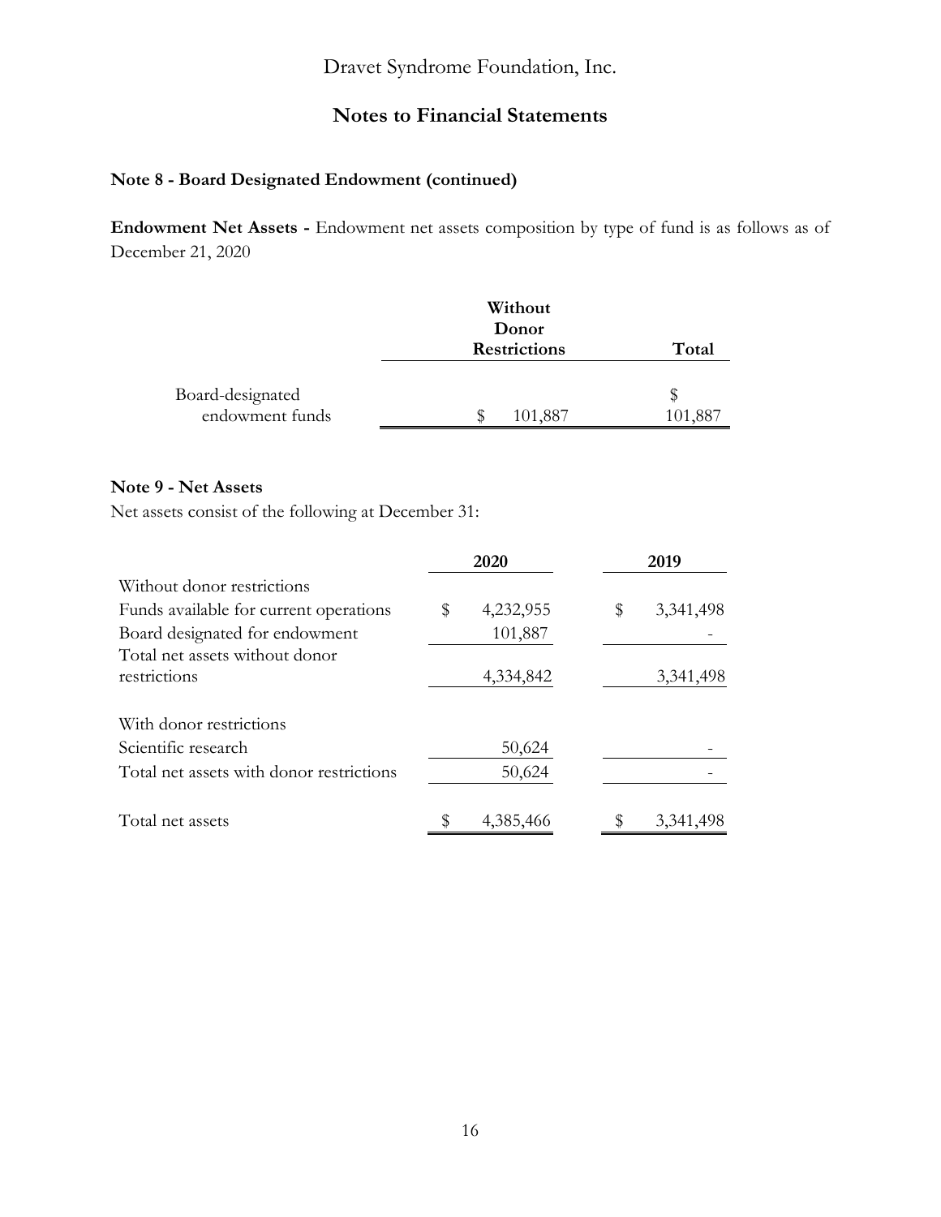Dravet Syndrome Foundation, Inc.

## Notes to Financial Statements

### Note 8 - Board Designated Endowment (continued)

**Endowment Net Assets -** Endowment net assets composition by type of fund is as follows as of December 21, 2020

| | Without Donor Restrictions | Total |
|---|---|---|
| Board-designated endowment funds | $ 101,887 | $ 101,887 |

### Note 9 - Net Assets

Net assets consist of the following at December 31:

| | 2020 | 2019 |
|---|---|---|
| Without donor restrictions | | |
| Funds available for current operations | $ 4,232,955 | $ 3,341,498 |
| Board designated for endowment | 101,887 | - |
| Total net assets without donor restrictions | 4,334,842 | 3,341,498 |
| With donor restrictions | | |
| Scientific research | 50,624 | - |
| Total net assets with donor restrictions | 50,624 | - |
| Total net assets | $ 4,385,466 | $ 3,341,498 |